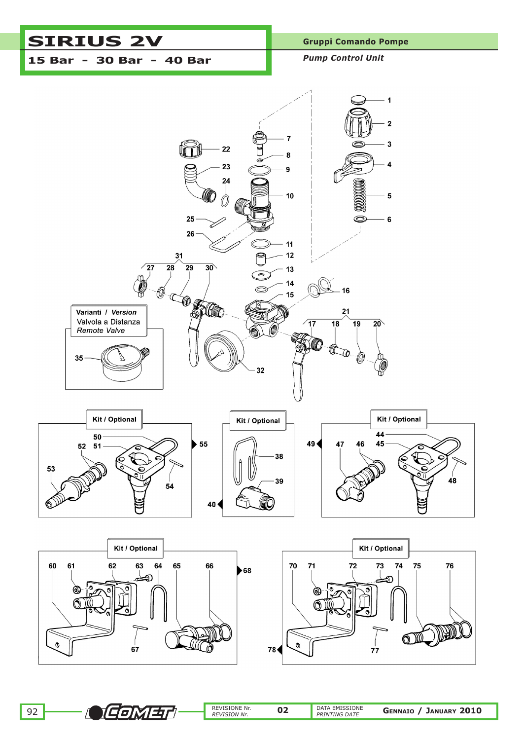# SIRIUS 2V

## 15 Bar - 30 Bar - 40 Bar

**Gruppi Comando Pompe**

*Pump Control Unit*

1
2
3
4
5
6
7
8
9
10
11
12
13
14
15
16
17
18
19
20
21
22
23
24
25
26
27
28
29
30
31
32

**Varianti / *Version***
Valvola a Distanza
*Remote Valve*

35

**Kit / Optional**

50
51
52
53
54
55

**Kit / Optional**

38
39
40

**Kit / Optional**

44
45
46
47
48
49

**Kit / Optional**

60 61 62 63 64 65 66
67
68

**Kit / Optional**

70 71 72 73 74 75 76
77
78

REVISIONE Nr. / *REVISION Nr.* 02

DATA EMISSIONE / *PRINTING DATE* GENNAIO / JANUARY 2010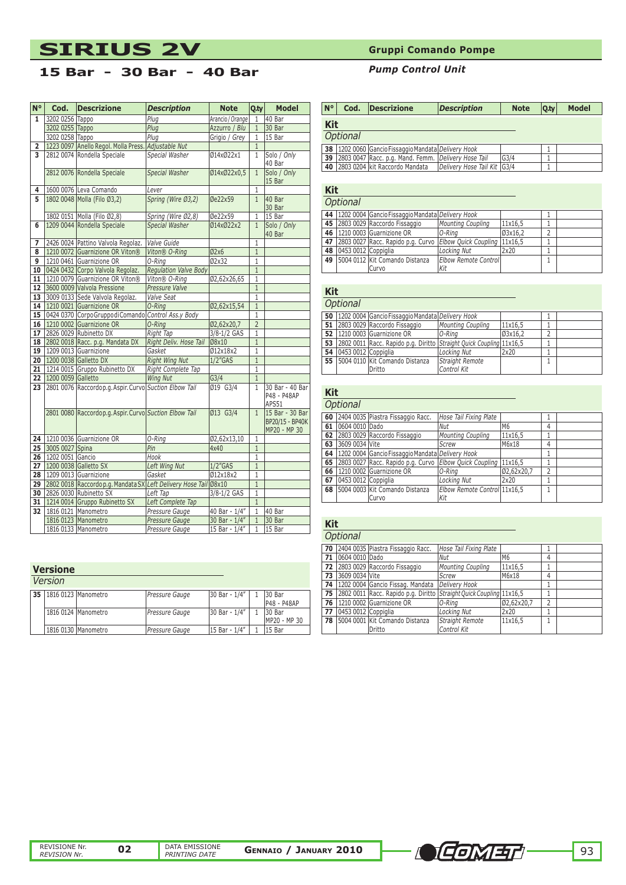# SIRIUS 2V

## 15 Bar - 30 Bar - 40 Bar

**Gruppi Comando Pompe**

*Pump Control Unit*

| N° | Cod. | Descrizione | *Description* | Note | Q.ty | Model |
|---|---|---|---|---|---|---|
| 1 | 3202 0256 | Tappo | *Plug* | Arancio / *Orange* | 1 | 40 Bar |
| | 3202 0255 | Tappo | *Plug* | Azzurro / *Blu* | 1 | 30 Bar |
| | 3202 0258 | Tappo | *Plug* | Grigio / *Grey* | 1 | 15 Bar |
| 2 | 1223 0097 | Anello Regol. Molla Press. | *Adjustable Nut* | | 1 | |
| 3 | 2812 0074 | Rondella Speciale | *Special Washer* | Ø14xØ22x1 | 1 | Solo / *Only* 40 Bar |
| | 2812 0076 | Rondella Speciale | *Special Washer* | Ø14xØ22x0,5 | 1 | Solo / *Only* 15 Bar |
| 4 | 1600 0076 | Leva Comando | *Lever* | | 1 | |
| 5 | 1802 0048 | Molla (Filo Ø3,2) | *Spring (Wire Ø3,2)* | Øe22x59 | 1 | 40 Bar 30 Bar |
| | 1802 0151 | Molla (Filo Ø2,8) | *Spring (Wire Ø2,8)* | Øe22x59 | 1 | 15 Bar |
| 6 | 1209 0044 | Rondella Speciale | *Special Washer* | Ø14xØ22x2 | 1 | Solo / *Only* 40 Bar |
| 7 | 2426 0024 | Pattino Valvola Regolaz. | *Valve Guide* | | 1 | |
| 8 | 1210 0072 | Guarnizione OR Viton® | *Viton® O-Ring* | Ø2x6 | 1 | |
| 9 | 1210 0461 | Guarnizione OR | *O-Ring* | Ø2x32 | 1 | |
| 10 | 0424 0432 | Corpo Valvola Regolaz. | *Regulation Valve Body* | | 1 | |
| 11 | 1210 0079 | Guarnizione OR Viton® | *Viton® O-Ring* | Ø2,62x26,65 | 1 | |
| 12 | 3600 0009 | Valvola Pressione | *Pressure Valve* | | 1 | |
| 13 | 3009 0133 | Sede Valvola Regolaz. | *Valve Seat* | | 1 | |
| 14 | 1210 0021 | Guarnizione OR | *O-Ring* | Ø2,62x15,54 | 1 | |
| 15 | 0424 0370 | Corpo Gruppo di Comando | *Control Ass.y Body* | | 1 | |
| 16 | 1210 0002 | Guarnizione OR | *O-Ring* | Ø2,62x20,7 | 2 | |
| 17 | 2826 0029 | Rubinetto DX | *Right Tap* | 3/8-1/2 GAS | 1 | |
| 18 | 2802 0018 | Racc. p.g. Mandata DX | *Right Deliv. Hose Tail* | Ø8x10 | 1 | |
| 19 | 1209 0013 | Guarnizione | *Gasket* | Ø12x18x2 | 1 | |
| 20 | 1200 0038 | Galletto DX | *Right Wing Nut* | 1/2"GAS | 1 | |
| 21 | 1214 0015 | Gruppo Rubinetto DX | *Right Complete Tap* | | 1 | |
| 22 | 1200 0059 | Galletto | *Wing Nut* | G3/4 | 1 | |
| 23 | 2801 0076 | Raccordo p.g. Aspir. Curvo | *Suction Elbow Tail* | Ø19 G3/4 | 1 | 30 Bar - 40 Bar P48 - P48AP APS51 |
| | 2801 0080 | Raccordo p.g. Aspir. Curvo | *Suction Elbow Tail* | Ø13 G3/4 | 1 | 15 Bar - 30 Bar BP20/15 - BP40K MP20 - MP 30 |
| 24 | 1210 0036 | Guarnizione OR | *O-Ring* | Ø2,62x13,10 | 1 | |
| 25 | 3005 0027 | Spina | *Pin* | 4x40 | 1 | |
| 26 | 1202 0051 | Gancio | *Hook* | | 1 | |
| 27 | 1200 0038 | Galletto SX | *Left Wing Nut* | 1/2"GAS | 1 | |
| 28 | 1209 0013 | Guarnizione | *Gasket* | Ø12x18x2 | 1 | |
| 29 | 2802 0018 | Raccordo p.g. Mandata SX | *Left Delivery Hose Tail* | Ø8x10 | 1 | |
| 30 | 2826 0030 | Rubinetto SX | *Left Tap* | 3/8-1/2 GAS | 1 | |
| 31 | 1214 0014 | Gruppo Rubinetto SX | *Left Complete Tap* | | 1 | |
| 32 | 1816 0121 | Manometro | *Pressure Gauge* | 40 Bar - 1/4" | 1 | 40 Bar |
| | 1816 0123 | Manometro | *Pressure Gauge* | 30 Bar - 1/4" | 1 | 30 Bar |
| | 1816 0133 | Manometro | *Pressure Gauge* | 15 Bar - 1/4" | 1 | 15 Bar |

### Versione
*Version*

| N° | Cod. | Descrizione | *Description* | Note | Q.ty | Model |
|---|---|---|---|---|---|---|
| 35 | 1816 0123 | Manometro | *Pressure Gauge* | 30 Bar - 1/4" | 1 | 30 Bar P48 - P48AP |
| | 1816 0124 | Manometro | *Pressure Gauge* | 30 Bar - 1/4" | 1 | 30 Bar MP20 - MP 30 |
| | 1816 0130 | Manometro | *Pressure Gauge* | 15 Bar - 1/4" | 1 | 15 Bar |

### Kit
*Optional*

| N° | Cod. | Descrizione | *Description* | Note | Q.ty | Model |
|---|---|---|---|---|---|---|
| 38 | 1202 0060 | Gancio Fissaggio Mandata | *Delivery Hook* | | 1 | |
| 39 | 2803 0047 | Racc. p.g. Mand. Femm. | *Delivery Hose Tail* | G3/4 | 1 | |
| 40 | 2803 0204 | kit Raccordo Mandata | *Delivery Hose Tail Kit* | G3/4 | 1 | |

### Kit
*Optional*

| N° | Cod. | Descrizione | *Description* | Note | Q.ty | Model |
|---|---|---|---|---|---|---|
| 44 | 1202 0004 | Gancio Fissaggio Mandata | *Delivery Hook* | | 1 | |
| 45 | 2803 0029 | Raccordo Fissaggio | *Mounting Coupling* | 11x16,5 | 1 | |
| 46 | 1210 0003 | Guarnizione OR | *O-Ring* | Ø3x16,2 | 2 | |
| 47 | 2803 0027 | Racc. Rapido p.g. Curvo | *Elbow Quick Coupling* | 11x16,5 | 1 | |
| 48 | 0453 0012 | Coppiglia | *Locking Nut* | 2x20 | 1 | |
| 49 | 5004 0112 | Kit Comando Distanza Curvo | *Elbow Remote Control Kit* | | 1 | |

### Kit
*Optional*

| N° | Cod. | Descrizione | *Description* | Note | Q.ty | Model |
|---|---|---|---|---|---|---|
| 50 | 1202 0004 | Gancio Fissaggio Mandata | *Delivery Hook* | | 1 | |
| 51 | 2803 0029 | Raccordo Fissaggio | *Mounting Coupling* | 11x16,5 | 1 | |
| 52 | 1210 0003 | Guarnizione OR | *O-Ring* | Ø3x16,2 | 2 | |
| 53 | 2802 0011 | Racc. Rapido p.g. Diritto | *Straight Quick Coupling* | 11x16,5 | 1 | |
| 54 | 0453 0012 | Coppiglia | *Locking Nut* | 2x20 | 1 | |
| 55 | 5004 0110 | Kit Comando Distanza Dritto | *Straight Remote Control Kit* | | 1 | |

### Kit
*Optional*

| N° | Cod. | Descrizione | *Description* | Note | Q.ty | Model |
|---|---|---|---|---|---|---|
| 60 | 2404 0035 | Piastra Fissaggio Racc. | *Hose Tail Fixing Plate* | | 1 | |
| 61 | 0604 0010 | Dado | *Nut* | M6 | 4 | |
| 62 | 2803 0029 | Raccordo Fissaggio | *Mounting Coupling* | 11x16,5 | 1 | |
| 63 | 3609 0034 | Vite | *Screw* | M6x18 | 4 | |
| 64 | 1202 0004 | Gancio Fissaggio Mandata | *Delivery Hook* | | 1 | |
| 65 | 2803 0027 | Racc. Rapido p.g. Curvo | *Elbow Quick Coupling* | 11x16,5 | 1 | |
| 66 | 1210 0002 | Guarnizione OR | *O-Ring* | Ø2,62x20,7 | 2 | |
| 67 | 0453 0012 | Coppiglia | *Locking Nut* | 2x20 | 1 | |
| 68 | 5004 0003 | Kit Comando Distanza Curvo | *Elbow Remote Control Kit* | 11x16,5 | 1 | |

### Kit
*Optional*

| N° | Cod. | Descrizione | *Description* | Note | Q.ty | Model |
|---|---|---|---|---|---|---|
| 70 | 2404 0035 | Piastra Fissaggio Racc. | *Hose Tail Fixing Plate* | | 1 | |
| 71 | 0604 0010 | Dado | *Nut* | M6 | 4 | |
| 72 | 2803 0029 | Raccordo Fissaggio | *Mounting Coupling* | 11x16,5 | 1 | |
| 73 | 3609 0034 | Vite | *Screw* | M6x18 | 4 | |
| 74 | 1202 0004 | Gancio Fissag. Mandata | *Delivery Hook* | | 1 | |
| 75 | 2802 0011 | Racc. Rapido p.g. Diritto | *Straight Quick Coupling* | 11x16,5 | 1 | |
| 76 | 1210 0002 | Guarnizione OR | *O-Ring* | Ø2,62x20,7 | 2 | |
| 77 | 0453 0012 | Coppiglia | *Locking Nut* | 2x20 | 1 | |
| 78 | 5004 0001 | Kit Comando Distanza Dritto | *Straight Remote Control Kit* | 11x16,5 | 1 | |

REVISIONE Nr. / *REVISION Nr.* **02** — DATA EMISSIONE / *PRINTING DATE* **GENNAIO / JANUARY 2010**